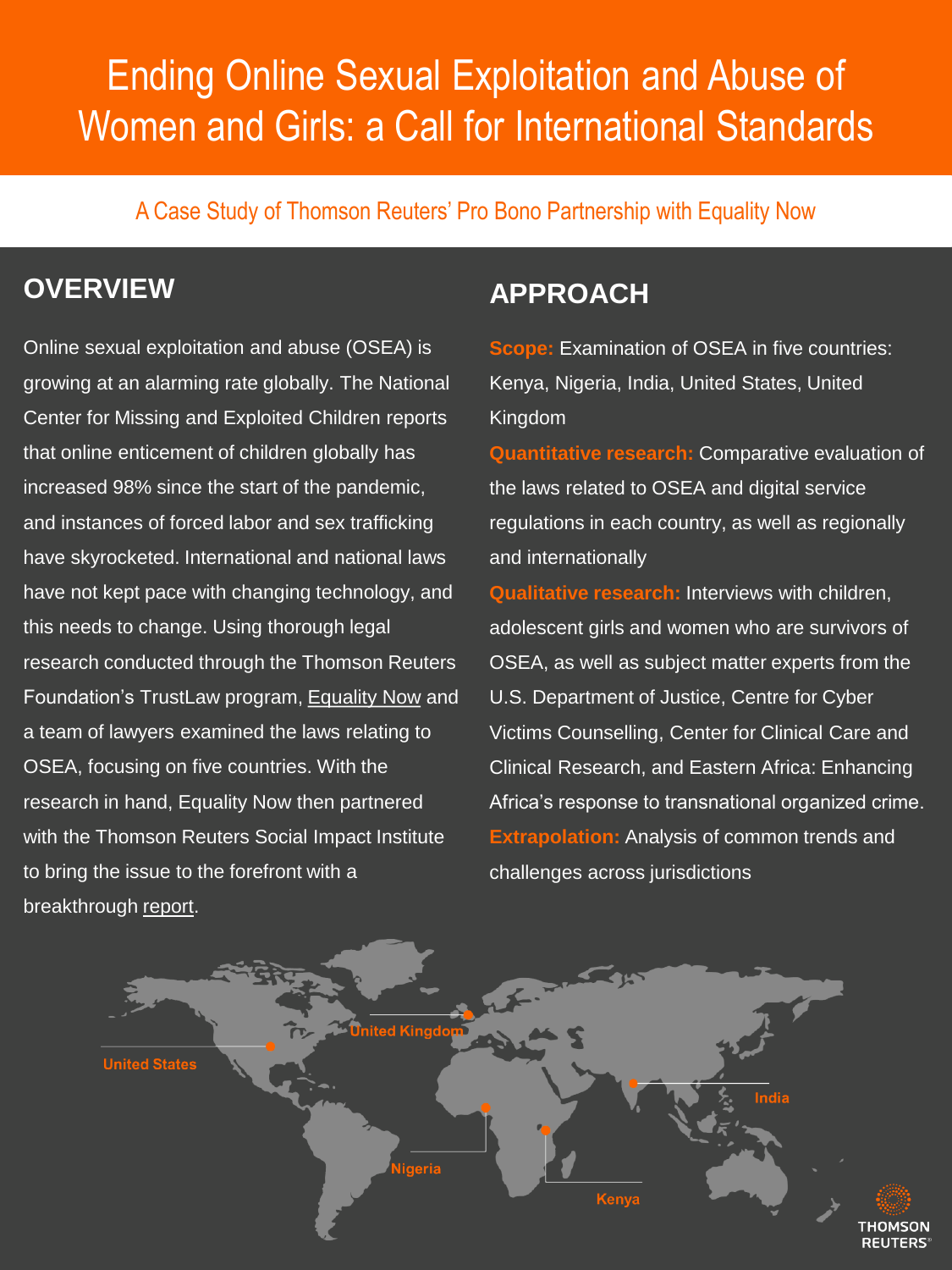# Ending Online Sexual Exploitation and Abuse of Women and Girls: a Call for International Standards

A Case Study of Thomson Reuters' Pro Bono Partnership with Equality Now

## OVERVIEW

Online sexual exploitation and abuse (OSEA) is growing at an alarming rate globally. The National Center for Missing and Exploited Children reports that online enticement of children globally has increased 98% since the start of the pandemic, and instances of forced labor and sex trafficking have skyrocketed. International and national laws have not kept pace with changing technology, and this needs to change. Using thorough legal research conducted through the Thomson Reuters Foundation's TrustLaw program, Equality Now and a team of lawyers examined the laws relating to OSEA, focusing on five countries. With the research in hand, Equality Now then partnered with the Thomson Reuters Social Impact Institute to bring the issue to the forefront with a breakthrough report.

## APPROACH

**Scope:** Examination of OSEA in five countries: Kenya, Nigeria, India, United States, United Kingdom

**Quantitative research:** Comparative evaluation of the laws related to OSEA and digital service regulations in each country, as well as regionally and internationally

**Qualitative research:** Interviews with children, adolescent girls and women who are survivors of OSEA, as well as subject matter experts from the U.S. Department of Justice, Centre for Cyber Victims Counselling, Center for Clinical Care and Clinical Research, and Eastern Africa: Enhancing Africa's response to transnational organized crime.

**Extrapolation:** Analysis of common trends and challenges across jurisdictions

United States

United Kingdom

India

Nigeria

Kenya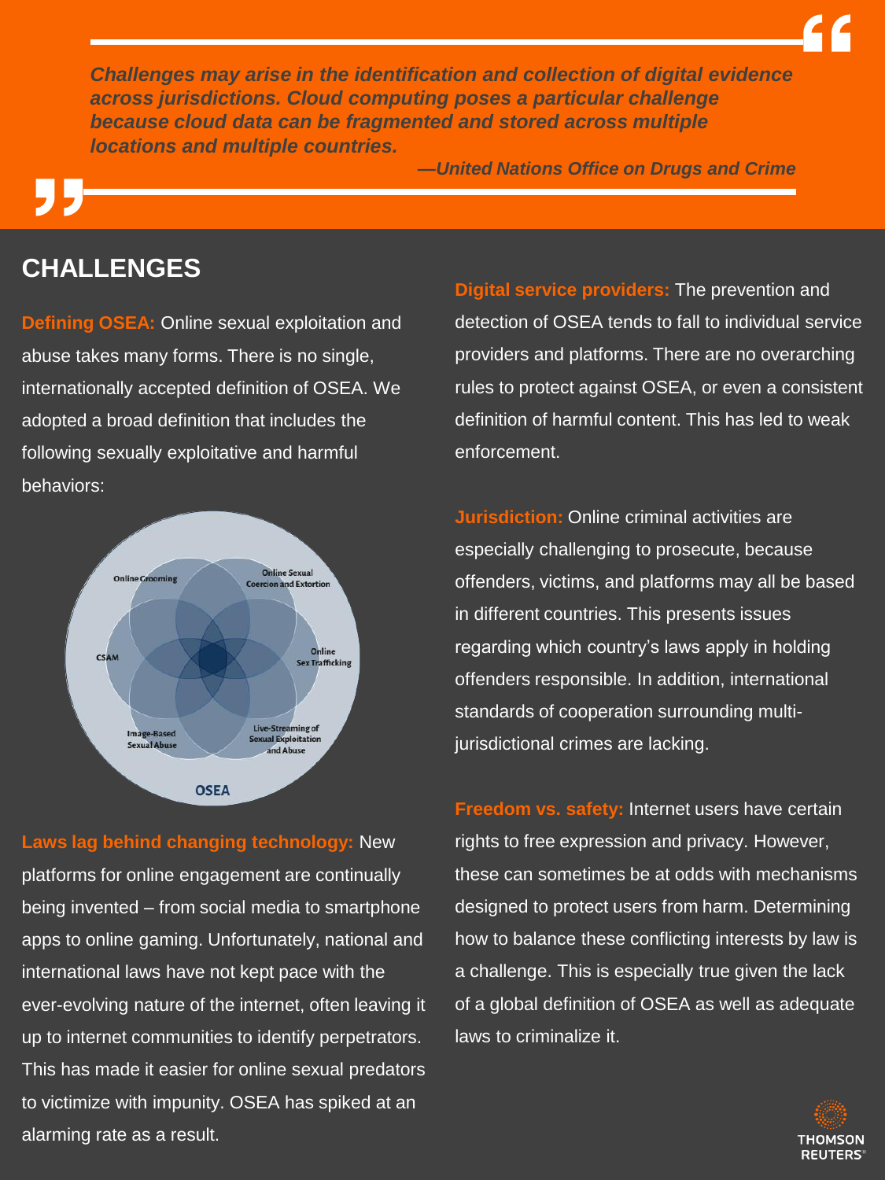> ***Challenges may arise in the identification and collection of digital evidence across jurisdictions. Cloud computing poses a particular challenge because cloud data can be fragmented and stored across multiple locations and multiple countries.***
>
> ***—United Nations Office on Drugs and Crime***

## CHALLENGES

**Defining OSEA:** Online sexual exploitation and abuse takes many forms. There is no single, internationally accepted definition of OSEA. We adopted a broad definition that includes the following sexually exploitative and harmful behaviors:

- Online Grooming
- Online Sexual Coercion and Extortion
- Online Sex Trafficking
- Live-Streaming of Sexual Exploitation and Abuse
- Image-Based Sexual Abuse
- CSAM

OSEA

**Laws lag behind changing technology:** New platforms for online engagement are continually being invented – from social media to smartphone apps to online gaming. Unfortunately, national and international laws have not kept pace with the ever-evolving nature of the internet, often leaving it up to internet communities to identify perpetrators. This has made it easier for online sexual predators to victimize with impunity. OSEA has spiked at an alarming rate as a result.

**Digital service providers:** The prevention and detection of OSEA tends to fall to individual service providers and platforms. There are no overarching rules to protect against OSEA, or even a consistent definition of harmful content. This has led to weak enforcement.

**Jurisdiction:** Online criminal activities are especially challenging to prosecute, because offenders, victims, and platforms may all be based in different countries. This presents issues regarding which country's laws apply in holding offenders responsible. In addition, international standards of cooperation surrounding multi-jurisdictional crimes are lacking.

**Freedom vs. safety:** Internet users have certain rights to free expression and privacy. However, these can sometimes be at odds with mechanisms designed to protect users from harm. Determining how to balance these conflicting interests by law is a challenge. This is especially true given the lack of a global definition of OSEA as well as adequate laws to criminalize it.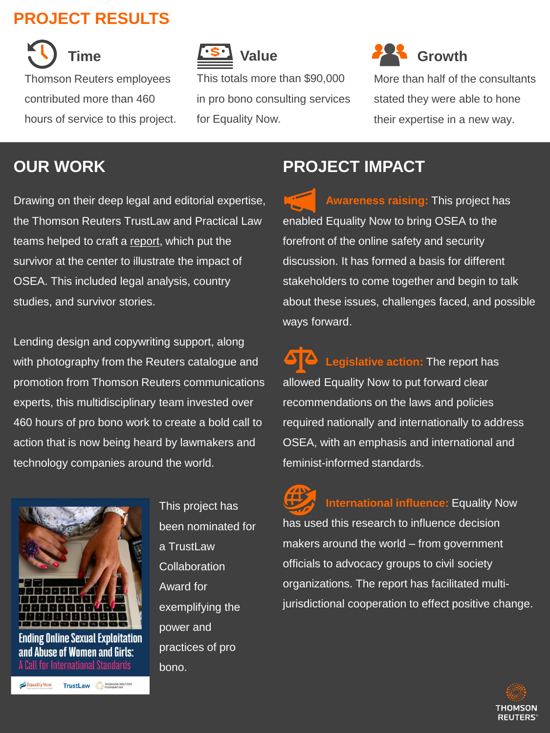## PROJECT RESULTS

### Time

Thomson Reuters employees contributed more than 460 hours of service to this project.

### Value

This totals more than $90,000 in pro bono consulting services for Equality Now.

### Growth

More than half of the consultants stated they were able to hone their expertise in a new way.

## OUR WORK

Drawing on their deep legal and editorial expertise, the Thomson Reuters TrustLaw and Practical Law teams helped to craft a report, which put the survivor at the center to illustrate the impact of OSEA. This included legal analysis, country studies, and survivor stories.

Lending design and copywriting support, along with photography from the Reuters catalogue and promotion from Thomson Reuters communications experts, this multidisciplinary team invested over 460 hours of pro bono work to create a bold call to action that is now being heard by lawmakers and technology companies around the world.

Ending Online Sexual Exploitation and Abuse of Women and Girls: A Call for International Standards

Equality Now TrustLaw Thomson Reuters Foundation

This project has been nominated for a TrustLaw Collaboration Award for exemplifying the power and practices of pro bono.

## PROJECT IMPACT

**Awareness raising:** This project has enabled Equality Now to bring OSEA to the forefront of the online safety and security discussion. It has formed a basis for different stakeholders to come together and begin to talk about these issues, challenges faced, and possible ways forward.

**Legislative action:** The report has allowed Equality Now to put forward clear recommendations on the laws and policies required nationally and internationally to address OSEA, with an emphasis and international and feminist-informed standards.

**International influence:** Equality Now has used this research to influence decision makers around the world – from government officials to advocacy groups to civil society organizations. The report has facilitated multi-jurisdictional cooperation to effect positive change.

THOMSON REUTERS